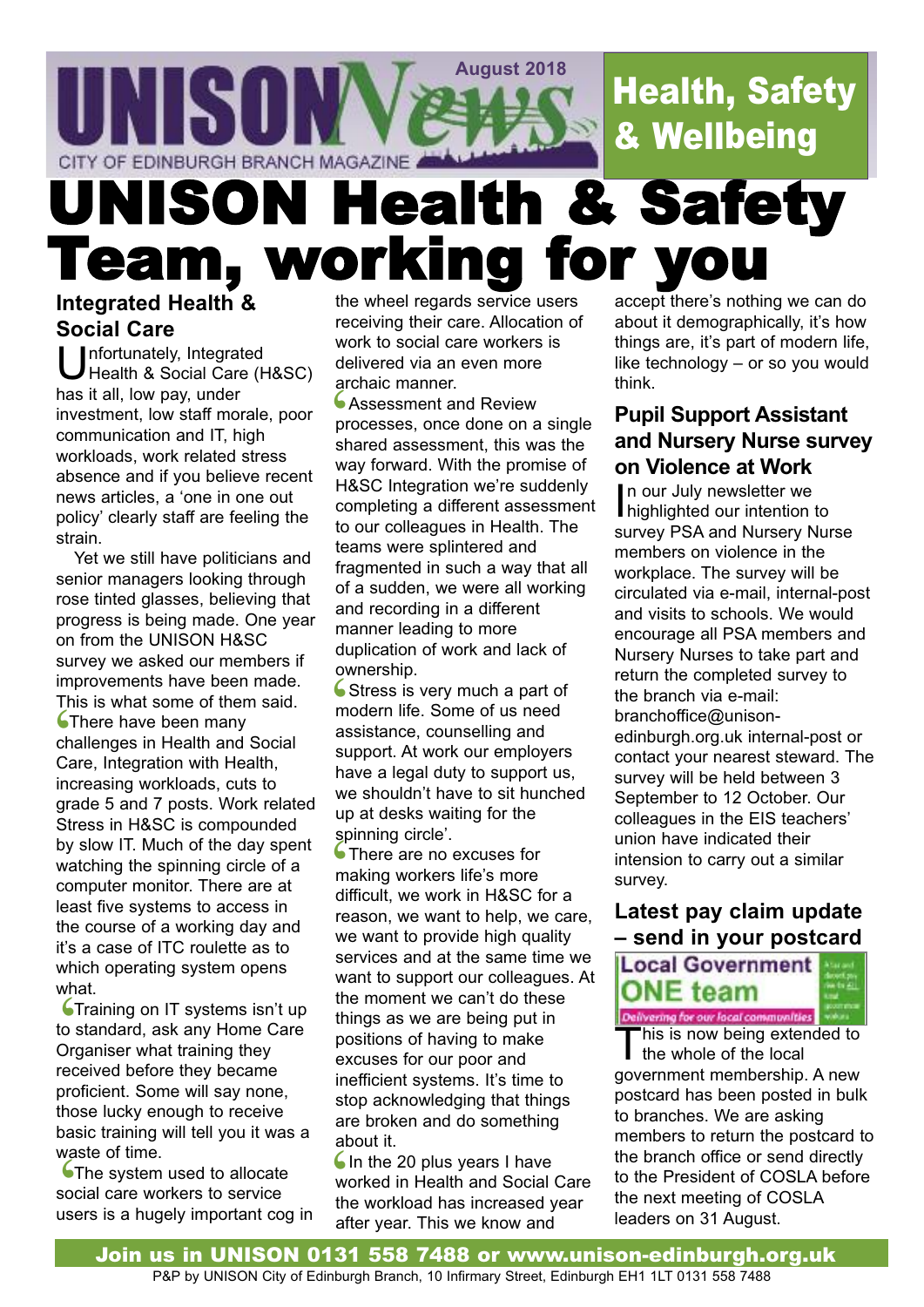UNISON News — August 2018 — CITY OF EDINBURGH BRANCH MAGAZINE

**Health, Safety & Wellbeing**

# UNISON Health & Safety Team, working for you

## Integrated Health & Social Care

Unfortunately, Integrated Health & Social Care (H&SC) has it all, low pay, under investment, low staff morale, poor communication and IT, high workloads, work related stress absence and if you believe recent news articles, a 'one in one out policy' clearly staff are feeling the strain.

Yet we still have politicians and senior managers looking through rose tinted glasses, believing that progress is being made. One year on from the UNISON H&SC survey we asked our members if improvements have been made. This is what some of them said.

'There have been many challenges in Health and Social Care, Integration with Health, increasing workloads, cuts to grade 5 and 7 posts. Work related Stress in H&SC is compounded by slow IT. Much of the day spent watching the spinning circle of a computer monitor. There are at least five systems to access in the course of a working day and it's a case of ITC roulette as to which operating system opens what.

'Training on IT systems isn't up to standard, ask any Home Care Organiser what training they received before they became proficient. Some will say none, those lucky enough to receive basic training will tell you it was a waste of time.

'The system used to allocate social care workers to service users is a hugely important cog in the wheel regards service users receiving their care. Allocation of work to social care workers is delivered via an even more archaic manner.

'Assessment and Review processes, once done on a single shared assessment, this was the way forward. With the promise of H&SC Integration we're suddenly completing a different assessment to our colleagues in Health. The teams were splintered and fragmented in such a way that all of a sudden, we were all working and recording in a different manner leading to more duplication of work and lack of ownership.

'Stress is very much a part of modern life. Some of us need assistance, counselling and support. At work our employers have a legal duty to support us, we shouldn't have to sit hunched up at desks waiting for the spinning circle'.

'There are no excuses for making workers life's more difficult, we work in H&SC for a reason, we want to help, we care, we want to provide high quality services and at the same time we want to support our colleagues. At the moment we can't do these things as we are being put in positions of having to make excuses for our poor and inefficient systems. It's time to stop acknowledging that things are broken and do something about it.

'In the 20 plus years I have worked in Health and Social Care the workload has increased year after year. This we know and accept there's nothing we can do about it demographically, it's how things are, it's part of modern life, like technology – or so you would think.

## Pupil Support Assistant and Nursery Nurse survey on Violence at Work

In our July newsletter we highlighted our intention to survey PSA and Nursery Nurse members on violence in the workplace. The survey will be circulated via e-mail, internal-post and visits to schools. We would encourage all PSA members and Nursery Nurses to take part and return the completed survey to the branch via e-mail: branchoffice@unison-edinburgh.org.uk internal-post or contact your nearest steward. The survey will be held between 3 September to 12 October. Our colleagues in the EIS teachers' union have indicated their intension to carry out a similar survey.

## Latest pay claim update – send in your postcard

**Local Government ONE team** — Delivering for our local communities

This is now being extended to the whole of the local government membership. A new postcard has been posted in bulk to branches. We are asking members to return the postcard to the branch office or send directly to the President of COSLA before the next meeting of COSLA leaders on 31 August.

**Join us in UNISON 0131 558 7488 or www.unison-edinburgh.org.uk**

P&P by UNISON City of Edinburgh Branch, 10 Infirmary Street, Edinburgh EH1 1LT 0131 558 7488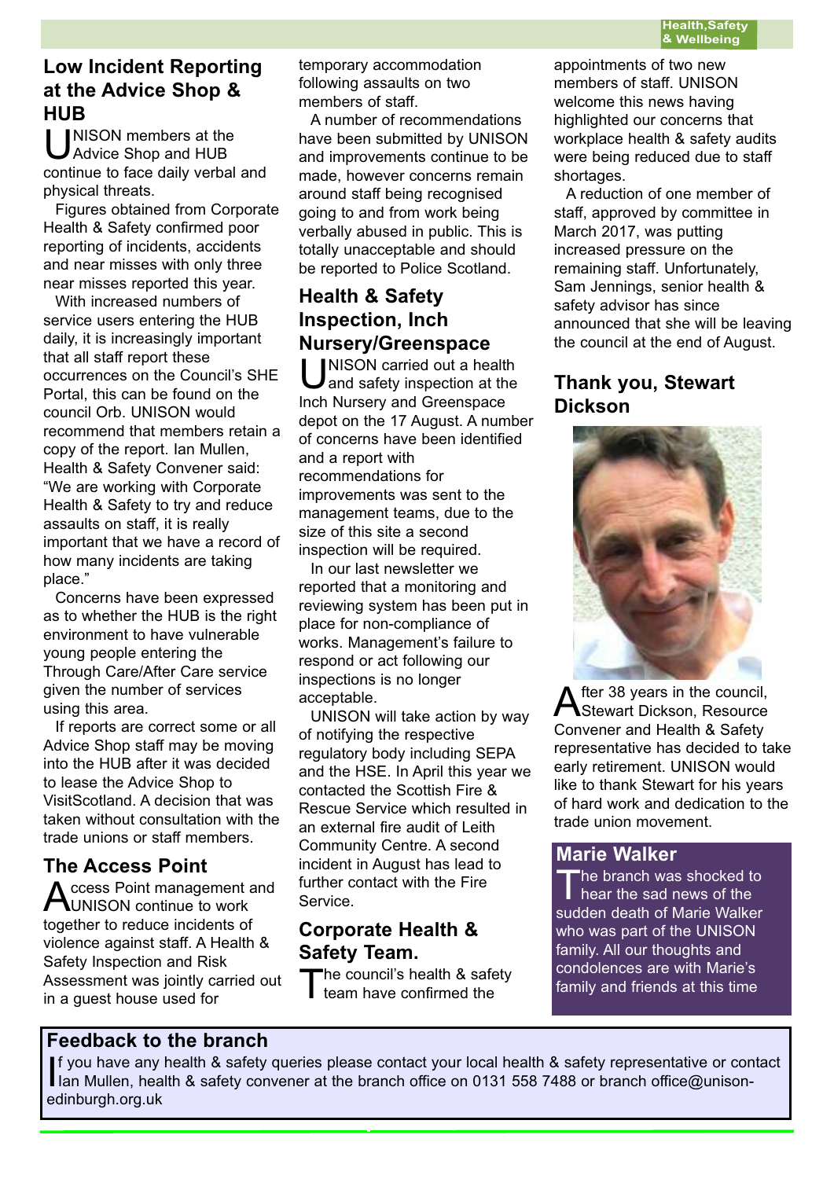## Low Incident Reporting at the Advice Shop & HUB

UNISON members at the Advice Shop and HUB continue to face daily verbal and physical threats.

Figures obtained from Corporate Health & Safety confirmed poor reporting of incidents, accidents and near misses with only three near misses reported this year.

With increased numbers of service users entering the HUB daily, it is increasingly important that all staff report these occurrences on the Council's SHE Portal, this can be found on the council Orb. UNISON would recommend that members retain a copy of the report. Ian Mullen, Health & Safety Convener said: "We are working with Corporate Health & Safety to try and reduce assaults on staff, it is really important that we have a record of how many incidents are taking place."

Concerns have been expressed as to whether the HUB is the right environment to have vulnerable young people entering the Through Care/After Care service given the number of services using this area.

If reports are correct some or all Advice Shop staff may be moving into the HUB after it was decided to lease the Advice Shop to VisitScotland. A decision that was taken without consultation with the trade unions or staff members.

## The Access Point

Access Point management and UNISON continue to work together to reduce incidents of violence against staff. A Health & Safety Inspection and Risk Assessment was jointly carried out in a guest house used for temporary accommodation following assaults on two members of staff.

A number of recommendations have been submitted by UNISON and improvements continue to be made, however concerns remain around staff being recognised going to and from work being verbally abused in public. This is totally unacceptable and should be reported to Police Scotland.

## Health & Safety Inspection, Inch Nursery/Greenspace

UNISON carried out a health and safety inspection at the Inch Nursery and Greenspace depot on the 17 August. A number of concerns have been identified and a report with recommendations for improvements was sent to the management teams, due to the size of this site a second inspection will be required.

In our last newsletter we reported that a monitoring and reviewing system has been put in place for non-compliance of works. Management's failure to respond or act following our inspections is no longer acceptable.

UNISON will take action by way of notifying the respective regulatory body including SEPA and the HSE. In April this year we contacted the Scottish Fire & Rescue Service which resulted in an external fire audit of Leith Community Centre. A second incident in August has lead to further contact with the Fire Service.

## Corporate Health & Safety Team.

The council's health & safety team have confirmed the appointments of two new members of staff. UNISON welcome this news having highlighted our concerns that workplace health & safety audits were being reduced due to staff shortages.

A reduction of one member of staff, approved by committee in March 2017, was putting increased pressure on the remaining staff. Unfortunately, Sam Jennings, senior health & safety advisor has since announced that she will be leaving the council at the end of August.

## Thank you, Stewart Dickson

After 38 years in the council, Stewart Dickson, Resource Convener and Health & Safety representative has decided to take early retirement. UNISON would like to thank Stewart for his years of hard work and dedication to the trade union movement.

## Marie Walker

The branch was shocked to hear the sad news of the sudden death of Marie Walker who was part of the UNISON family. All our thoughts and condolences are with Marie's family and friends at this time

## Feedback to the branch

If you have any health & safety queries please contact your local health & safety representative or contact Ian Mullen, health & safety convener at the branch office on 0131 558 7488 or branch office@unison-edinburgh.org.uk